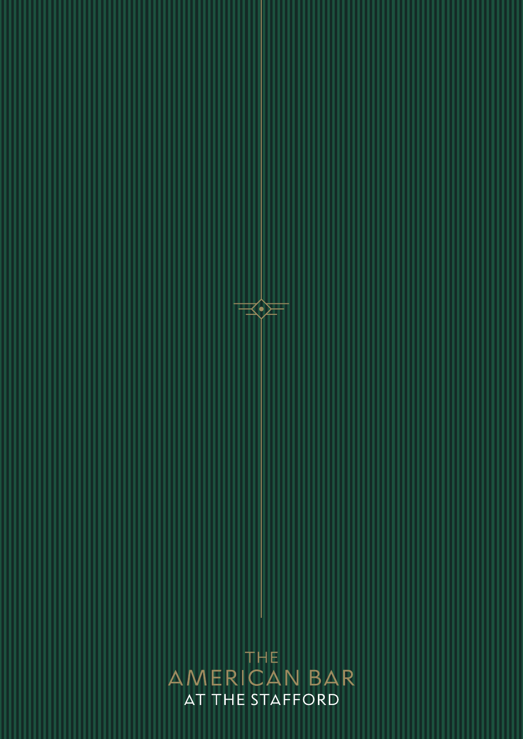# THE AMERICAN BAR AT THE STAFFORD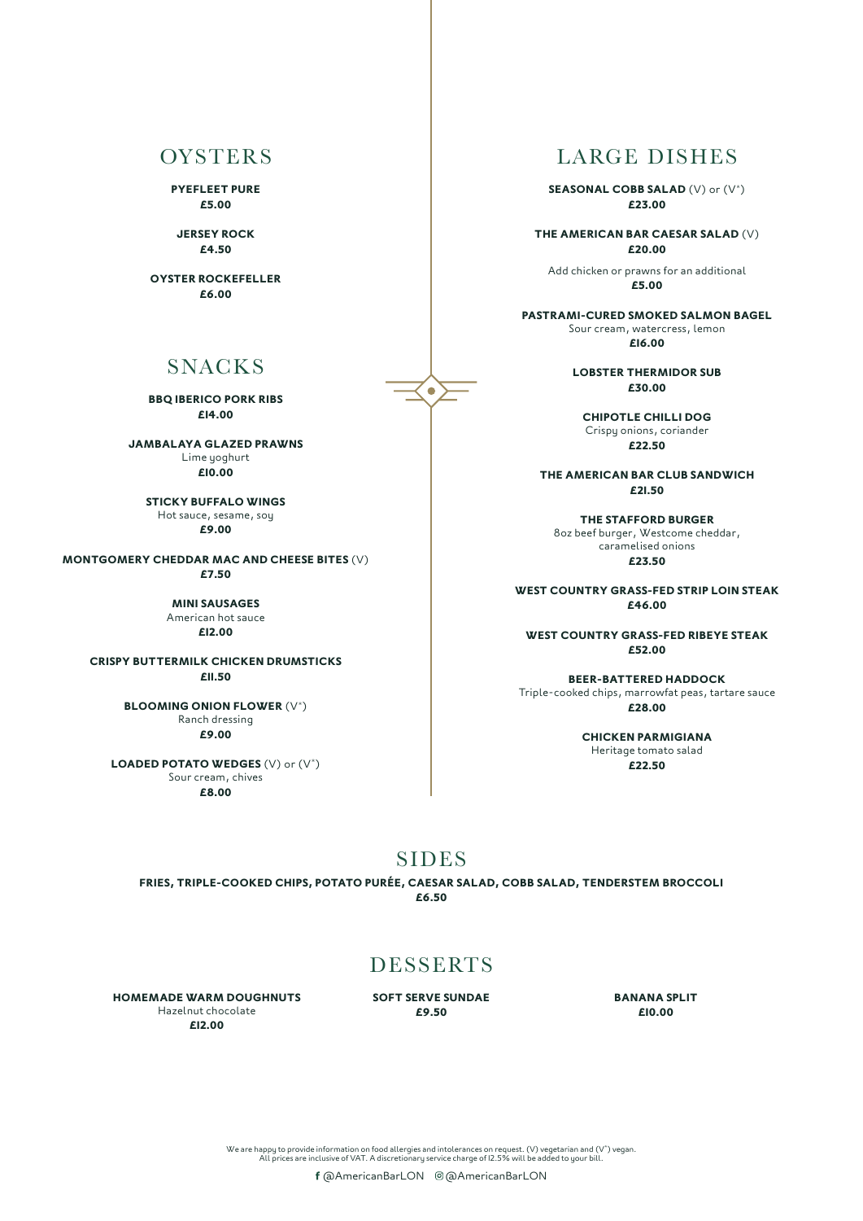## OYSTERS

**PYEFLEET PURE**
**£5.00**

**JERSEY ROCK**
**£4.50**

**OYSTER ROCKEFELLER**
**£6.00**

## SNACKS

**BBQ IBERICO PORK RIBS**
**£14.00**

**JAMBALAYA GLAZED PRAWNS**
Lime yoghurt
**£10.00**

**STICKY BUFFALO WINGS**
Hot sauce, sesame, soy
**£9.00**

**MONTGOMERY CHEDDAR MAC AND CHEESE BITES** (V)
**£7.50**

**MINI SAUSAGES**
American hot sauce
**£12.00**

**CRISPY BUTTERMILK CHICKEN DRUMSTICKS**
**£11.50**

**BLOOMING ONION FLOWER** (V*)
Ranch dressing
**£9.00**

**LOADED POTATO WEDGES** (V) or (V*)
Sour cream, chives
**£8.00**

## LARGE DISHES

**SEASONAL COBB SALAD** (V) or (V*)
**£23.00**

**THE AMERICAN BAR CAESAR SALAD** (V)
**£20.00**

Add chicken or prawns for an additional
**£5.00**

**PASTRAMI-CURED SMOKED SALMON BAGEL**
Sour cream, watercress, lemon
**£16.00**

**LOBSTER THERMIDOR SUB**
**£30.00**

**CHIPOTLE CHILLI DOG**
Crispy onions, coriander
**£22.50**

**THE AMERICAN BAR CLUB SANDWICH**
**£21.50**

**THE STAFFORD BURGER**
8oz beef burger, Westcome cheddar, caramelised onions
**£23.50**

**WEST COUNTRY GRASS-FED STRIP LOIN STEAK**
**£46.00**

**WEST COUNTRY GRASS-FED RIBEYE STEAK**
**£52.00**

**BEER-BATTERED HADDOCK**
Triple-cooked chips, marrowfat peas, tartare sauce
**£28.00**

**CHICKEN PARMIGIANA**
Heritage tomato salad
**£22.50**

## SIDES

**FRIES, TRIPLE-COOKED CHIPS, POTATO PURÉE, CAESAR SALAD, COBB SALAD, TENDERSTEM BROCCOLI**
**£6.50**

## DESSERTS

**HOMEMADE WARM DOUGHNUTS**
Hazelnut chocolate
**£12.00**

**SOFT SERVE SUNDAE**
**£9.50**

**BANANA SPLIT**
**£10.00**

We are happy to provide information on food allergies and intolerances on request. (V) vegetarian and (V*) vegan.
All prices are inclusive of VAT. A discretionary service charge of 12.5% will be added to your bill.

f @AmericanBarLON @AmericanBarLON